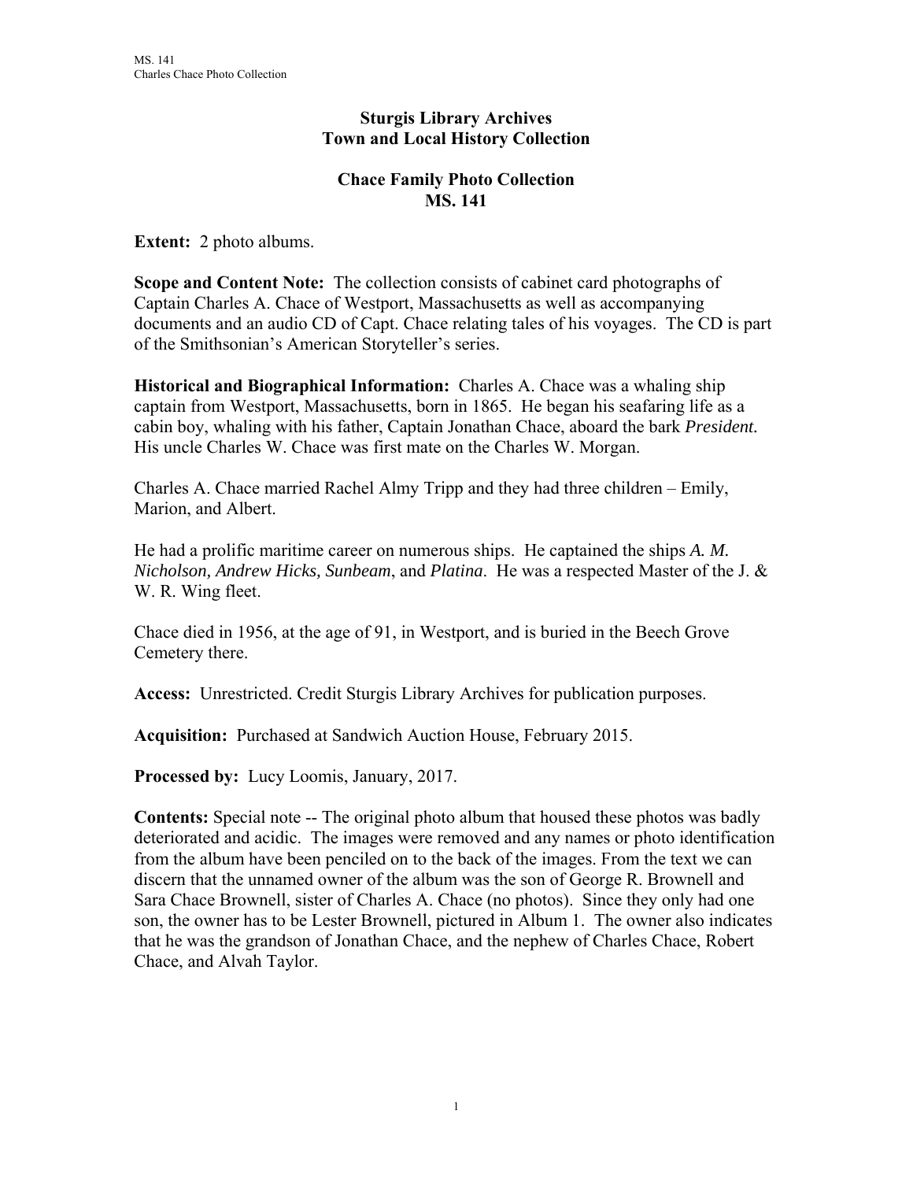# Sturgis Library Archives
# Town and Local History Collection

## Chace Family Photo Collection
## MS. 141

**Extent:** 2 photo albums.

**Scope and Content Note:** The collection consists of cabinet card photographs of Captain Charles A. Chace of Westport, Massachusetts as well as accompanying documents and an audio CD of Capt. Chace relating tales of his voyages. The CD is part of the Smithsonian's American Storyteller's series.

**Historical and Biographical Information:** Charles A. Chace was a whaling ship captain from Westport, Massachusetts, born in 1865. He began his seafaring life as a cabin boy, whaling with his father, Captain Jonathan Chace, aboard the bark *President.* His uncle Charles W. Chace was first mate on the Charles W. Morgan.

Charles A. Chace married Rachel Almy Tripp and they had three children – Emily, Marion, and Albert.

He had a prolific maritime career on numerous ships. He captained the ships *A. M. Nicholson, Andrew Hicks, Sunbeam*, and *Platina*. He was a respected Master of the J. & W. R. Wing fleet.

Chace died in 1956, at the age of 91, in Westport, and is buried in the Beech Grove Cemetery there.

**Access:** Unrestricted. Credit Sturgis Library Archives for publication purposes.

**Acquisition:** Purchased at Sandwich Auction House, February 2015.

**Processed by:** Lucy Loomis, January, 2017.

**Contents:** Special note -- The original photo album that housed these photos was badly deteriorated and acidic. The images were removed and any names or photo identification from the album have been penciled on to the back of the images. From the text we can discern that the unnamed owner of the album was the son of George R. Brownell and Sara Chace Brownell, sister of Charles A. Chace (no photos). Since they only had one son, the owner has to be Lester Brownell, pictured in Album 1. The owner also indicates that he was the grandson of Jonathan Chace, and the nephew of Charles Chace, Robert Chace, and Alvah Taylor.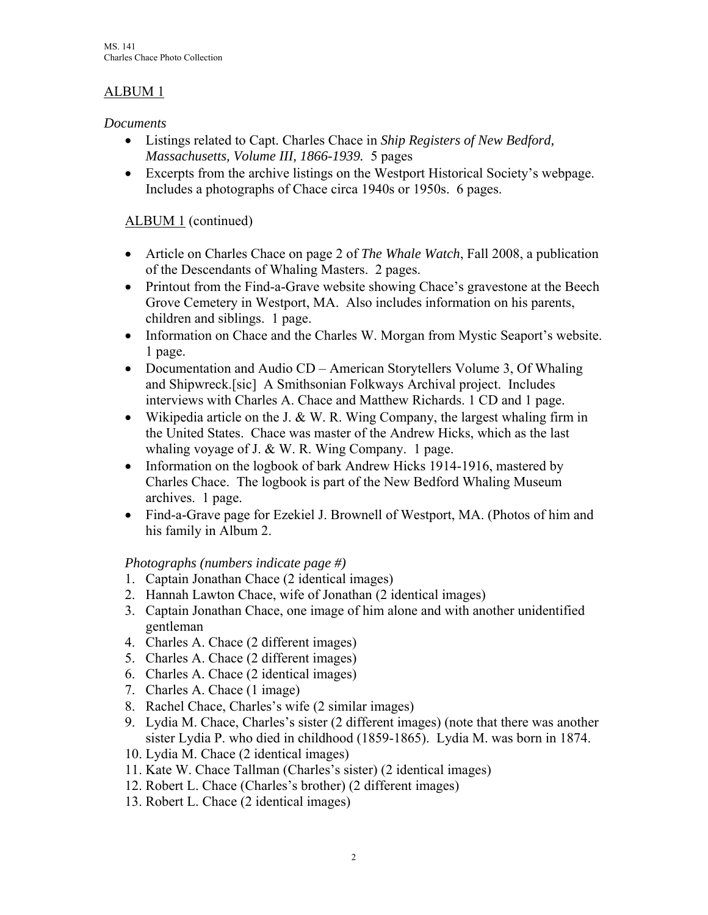## ALBUM 1

*Documents*

- Listings related to Capt. Charles Chace in *Ship Registers of New Bedford, Massachusetts, Volume III, 1866-1939.* 5 pages
- Excerpts from the archive listings on the Westport Historical Society's webpage. Includes a photographs of Chace circa 1940s or 1950s. 6 pages.

## ALBUM 1 (continued)

- Article on Charles Chace on page 2 of *The Whale Watch*, Fall 2008, a publication of the Descendants of Whaling Masters. 2 pages.
- Printout from the Find-a-Grave website showing Chace's gravestone at the Beech Grove Cemetery in Westport, MA. Also includes information on his parents, children and siblings. 1 page.
- Information on Chace and the Charles W. Morgan from Mystic Seaport's website. 1 page.
- Documentation and Audio CD – American Storytellers Volume 3, Of Whaling and Shipwreck.[sic] A Smithsonian Folkways Archival project. Includes interviews with Charles A. Chace and Matthew Richards. 1 CD and 1 page.
- Wikipedia article on the J. & W. R. Wing Company, the largest whaling firm in the United States. Chace was master of the Andrew Hicks, which as the last whaling voyage of J. & W. R. Wing Company. 1 page.
- Information on the logbook of bark Andrew Hicks 1914-1916, mastered by Charles Chace. The logbook is part of the New Bedford Whaling Museum archives. 1 page.
- Find-a-Grave page for Ezekiel J. Brownell of Westport, MA. (Photos of him and his family in Album 2.

*Photographs (numbers indicate page #)*

1. Captain Jonathan Chace (2 identical images)
2. Hannah Lawton Chace, wife of Jonathan (2 identical images)
3. Captain Jonathan Chace, one image of him alone and with another unidentified gentleman
4. Charles A. Chace (2 different images)
5. Charles A. Chace (2 different images)
6. Charles A. Chace (2 identical images)
7. Charles A. Chace (1 image)
8. Rachel Chace, Charles's wife (2 similar images)
9. Lydia M. Chace, Charles's sister (2 different images) (note that there was another sister Lydia P. who died in childhood (1859-1865). Lydia M. was born in 1874.
10. Lydia M. Chace (2 identical images)
11. Kate W. Chace Tallman (Charles's sister) (2 identical images)
12. Robert L. Chace (Charles's brother) (2 different images)
13. Robert L. Chace (2 identical images)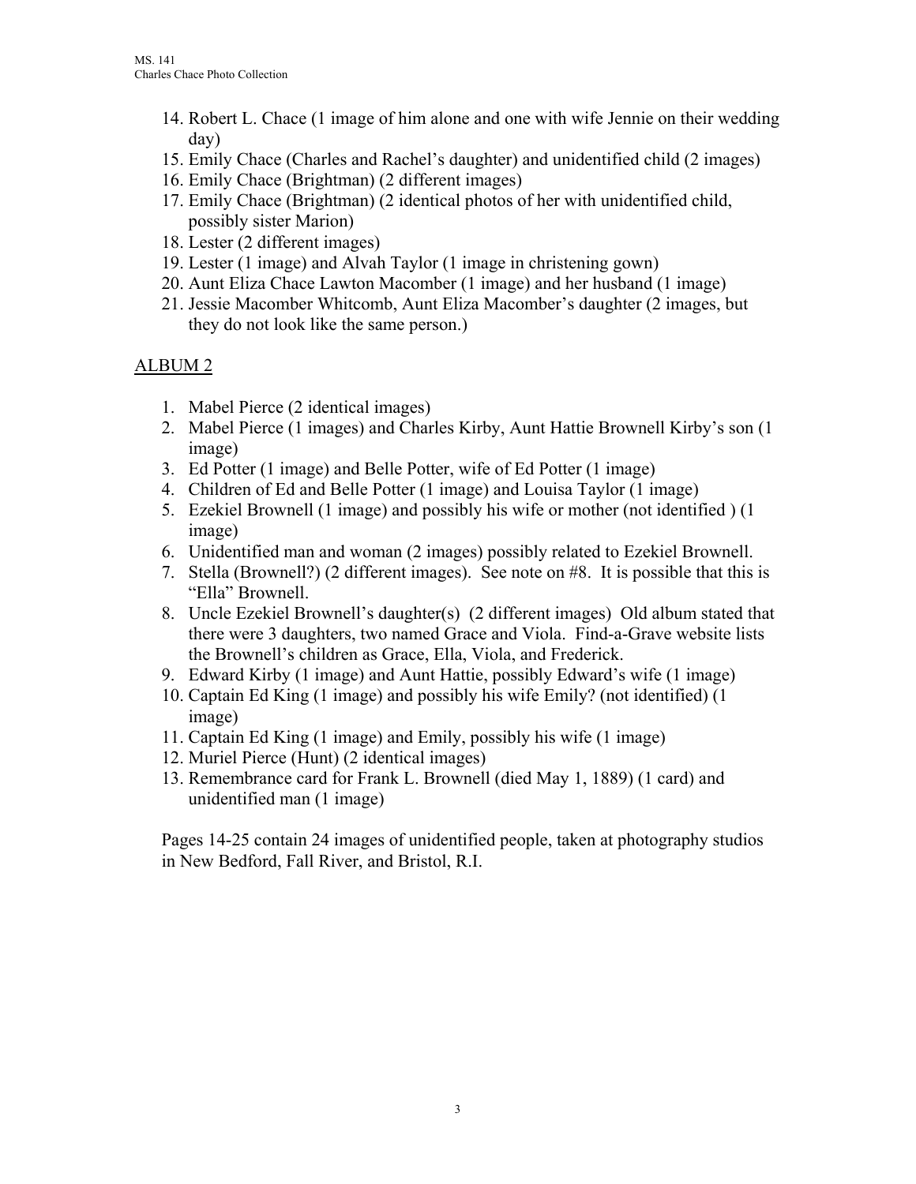14. Robert L. Chace (1 image of him alone and one with wife Jennie on their wedding day)
15. Emily Chace (Charles and Rachel's daughter) and unidentified child (2 images)
16. Emily Chace (Brightman) (2 different images)
17. Emily Chace (Brightman) (2 identical photos of her with unidentified child, possibly sister Marion)
18. Lester (2 different images)
19. Lester (1 image) and Alvah Taylor (1 image in christening gown)
20. Aunt Eliza Chace Lawton Macomber (1 image) and her husband (1 image)
21. Jessie Macomber Whitcomb, Aunt Eliza Macomber's daughter (2 images, but they do not look like the same person.)

## ALBUM 2

1. Mabel Pierce (2 identical images)
2. Mabel Pierce (1 images) and Charles Kirby, Aunt Hattie Brownell Kirby's son (1 image)
3. Ed Potter (1 image) and Belle Potter, wife of Ed Potter (1 image)
4. Children of Ed and Belle Potter (1 image) and Louisa Taylor (1 image)
5. Ezekiel Brownell (1 image) and possibly his wife or mother (not identified ) (1 image)
6. Unidentified man and woman (2 images) possibly related to Ezekiel Brownell.
7. Stella (Brownell?) (2 different images). See note on #8. It is possible that this is "Ella" Brownell.
8. Uncle Ezekiel Brownell's daughter(s) (2 different images) Old album stated that there were 3 daughters, two named Grace and Viola. Find-a-Grave website lists the Brownell's children as Grace, Ella, Viola, and Frederick.
9. Edward Kirby (1 image) and Aunt Hattie, possibly Edward's wife (1 image)
10. Captain Ed King (1 image) and possibly his wife Emily? (not identified) (1 image)
11. Captain Ed King (1 image) and Emily, possibly his wife (1 image)
12. Muriel Pierce (Hunt) (2 identical images)
13. Remembrance card for Frank L. Brownell (died May 1, 1889) (1 card) and unidentified man (1 image)

Pages 14-25 contain 24 images of unidentified people, taken at photography studios in New Bedford, Fall River, and Bristol, R.I.